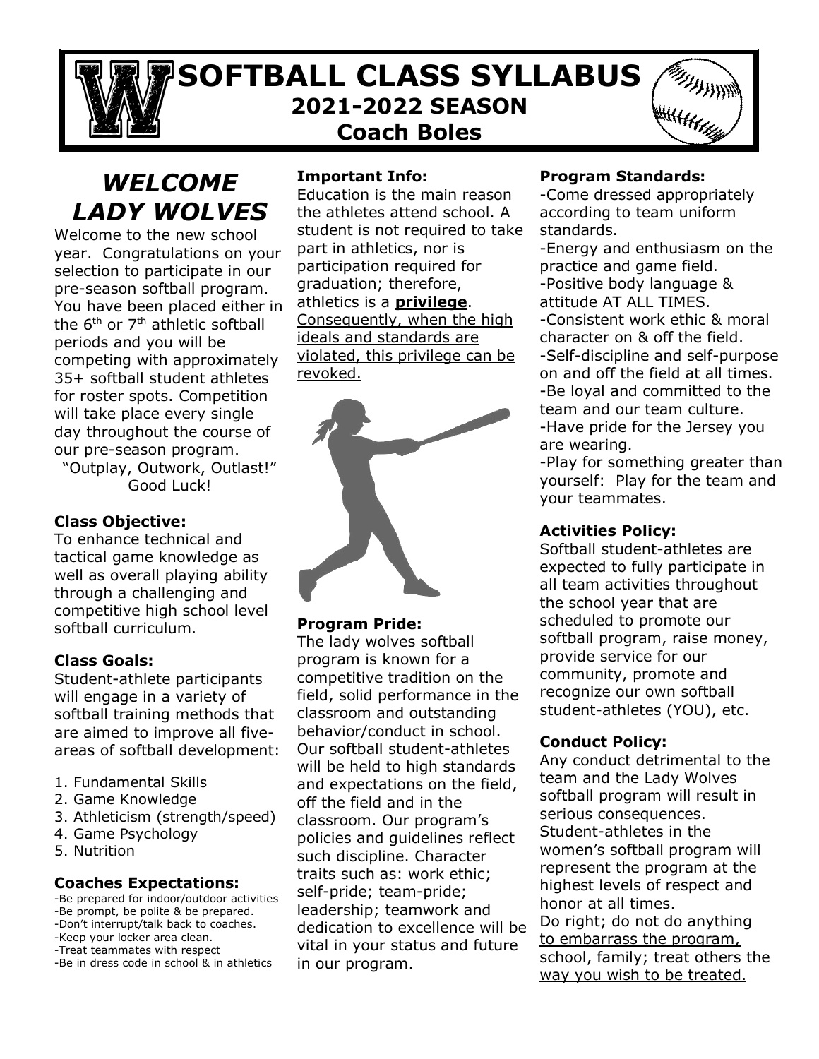# SOFTBALL CLASS SYLLABUS
## 2021-2022 SEASON
## Coach Boles

## *WELCOME LADY WOLVES*

Welcome to the new school year. Congratulations on your selection to participate in our pre-season softball program. You have been placed either in the 6th or 7th athletic softball periods and you will be competing with approximately 35+ softball student athletes for roster spots. Competition will take place every single day throughout the course of our pre-season program.

"Outplay, Outwork, Outlast!"
Good Luck!

### Class Objective:

To enhance technical and tactical game knowledge as well as overall playing ability through a challenging and competitive high school level softball curriculum.

### Class Goals:

Student-athlete participants will engage in a variety of softball training methods that are aimed to improve all five-areas of softball development:

1. Fundamental Skills
2. Game Knowledge
3. Athleticism (strength/speed)
4. Game Psychology
5. Nutrition

### Coaches Expectations:

- Be prepared for indoor/outdoor activities
- Be prompt, be polite & be prepared.
- Don't interrupt/talk back to coaches.
- Keep your locker area clean.
- Treat teammates with respect
- Be in dress code in school & in athletics

### Important Info:

Education is the main reason the athletes attend school. A student is not required to take part in athletics, nor is participation required for graduation; therefore, athletics is a **privilege**. Consequently, when the high ideals and standards are violated, this privilege can be revoked.

### Program Pride:

The lady wolves softball program is known for a competitive tradition on the field, solid performance in the classroom and outstanding behavior/conduct in school. Our softball student-athletes will be held to high standards and expectations on the field, off the field and in the classroom. Our program's policies and guidelines reflect such discipline. Character traits such as: work ethic; self-pride; team-pride; leadership; teamwork and dedication to excellence will be vital in your status and future in our program.

### Program Standards:

- Come dressed appropriately according to team uniform standards.
- Energy and enthusiasm on the practice and game field.
- Positive body language & attitude AT ALL TIMES.
- Consistent work ethic & moral character on & off the field.
- Self-discipline and self-purpose on and off the field at all times.
- Be loyal and committed to the team and our team culture.
- Have pride for the Jersey you are wearing.
- Play for something greater than yourself: Play for the team and your teammates.

### Activities Policy:

Softball student-athletes are expected to fully participate in all team activities throughout the school year that are scheduled to promote our softball program, raise money, provide service for our community, promote and recognize our own softball student-athletes (YOU), etc.

### Conduct Policy:

Any conduct detrimental to the team and the Lady Wolves softball program will result in serious consequences. Student-athletes in the women's softball program will represent the program at the highest levels of respect and honor at all times.
Do right; do not do anything to embarrass the program, school, family; treat others the way you wish to be treated.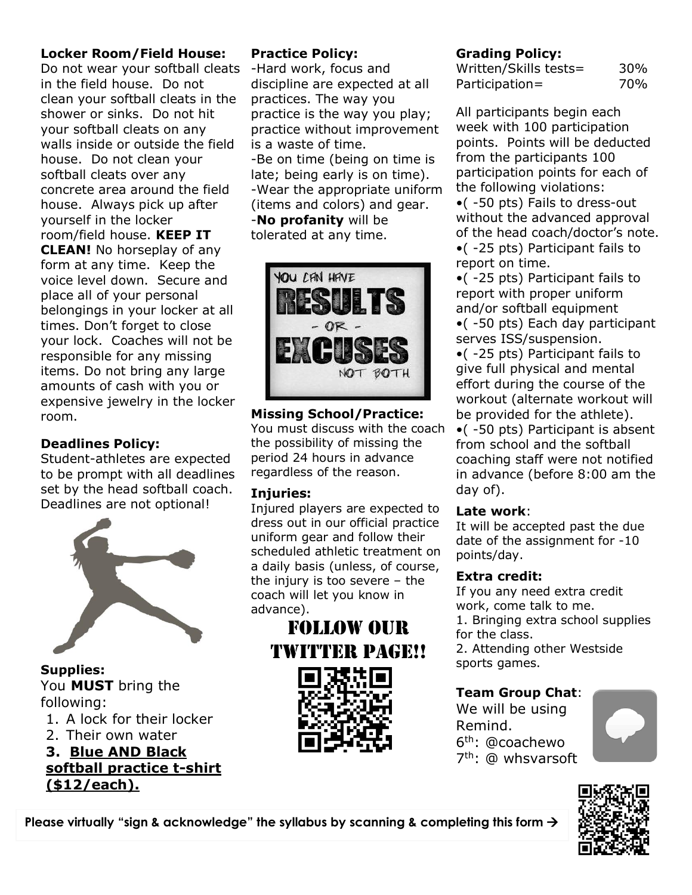**Locker Room/Field House:**
Do not wear your softball cleats in the field house. Do not clean your softball cleats in the shower or sinks. Do not hit your softball cleats on any walls inside or outside the field house. Do not clean your softball cleats over any concrete area around the field house. Always pick up after yourself in the locker room/field house. **KEEP IT CLEAN!** No horseplay of any form at any time. Keep the voice level down. Secure and place all of your personal belongings in your locker at all times. Don't forget to close your lock. Coaches will not be responsible for any missing items. Do not bring any large amounts of cash with you or expensive jewelry in the locker room.

**Deadlines Policy:**
Student-athletes are expected to be prompt with all deadlines set by the head softball coach. Deadlines are not optional!

**Supplies:**
You **MUST** bring the following:

1. A lock for their locker
2. Their own water
3. **<u>Blue AND Black softball practice t-shirt ($12/each).</u>**

**Practice Policy:**
-Hard work, focus and discipline are expected at all practices. The way you practice is the way you play; practice without improvement is a waste of time.
-Be on time (being on time is late; being early is on time).
-Wear the appropriate uniform (items and colors) and gear.
-**No profanity** will be tolerated at any time.

YOU CAN HAVE RESULTS - OR - EXCUSES NOT BOTH

**Missing School/Practice:**
You must discuss with the coach the possibility of missing the period 24 hours in advance regardless of the reason.

**Injuries:**
Injured players are expected to dress out in our official practice uniform gear and follow their scheduled athletic treatment on a daily basis (unless, of course, the injury is too severe – the coach will let you know in advance).

FOLLOW OUR TWITTER PAGE!!

**Grading Policy:**

| | |
|---|---|
| Written/Skills tests= | 30% |
| Participation= | 70% |

All participants begin each week with 100 participation points. Points will be deducted from the participants 100 participation points for each of the following violations:

- ( -50 pts) Fails to dress-out without the advanced approval of the head coach/doctor's note.
- ( -25 pts) Participant fails to report on time.
- ( -25 pts) Participant fails to report with proper uniform and/or softball equipment
- ( -50 pts) Each day participant serves ISS/suspension.
- ( -25 pts) Participant fails to give full physical and mental effort during the course of the workout (alternate workout will be provided for the athlete).
- ( -50 pts) Participant is absent from school and the softball coaching staff were not notified in advance (before 8:00 am the day of).

**Late work**:
It will be accepted past the due date of the assignment for -10 points/day.

**Extra credit:**
If you any need extra credit work, come talk to me.
1. Bringing extra school supplies for the class.
2. Attending other Westside sports games.

**Team Group Chat**:
We will be using Remind.
6th: @coachewo
7th: @ whsvarsoft

**Please virtually "sign & acknowledge" the syllabus by scanning & completing this form →**